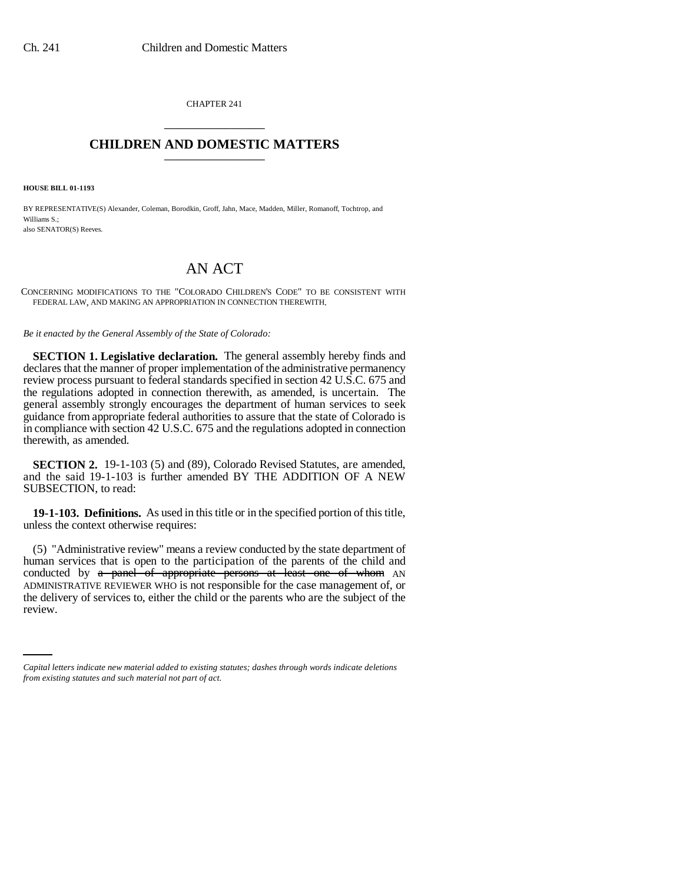CHAPTER 241

# CHILDREN AND DOMESTIC MATTERS

**HOUSE BILL 01-1193**

BY REPRESENTATIVE(S) Alexander, Coleman, Borodkin, Groff, Jahn, Mace, Madden, Miller, Romanoff, Tochtrop, and Williams S.;
also SENATOR(S) Reeves.

## AN ACT

CONCERNING MODIFICATIONS TO THE "COLORADO CHILDREN'S CODE" TO BE CONSISTENT WITH FEDERAL LAW, AND MAKING AN APPROPRIATION IN CONNECTION THEREWITH.

*Be it enacted by the General Assembly of the State of Colorado:*

**SECTION 1. Legislative declaration.** The general assembly hereby finds and declares that the manner of proper implementation of the administrative permanency review process pursuant to federal standards specified in section 42 U.S.C. 675 and the regulations adopted in connection therewith, as amended, is uncertain. The general assembly strongly encourages the department of human services to seek guidance from appropriate federal authorities to assure that the state of Colorado is in compliance with section 42 U.S.C. 675 and the regulations adopted in connection therewith, as amended.

**SECTION 2.** 19-1-103 (5) and (89), Colorado Revised Statutes, are amended, and the said 19-1-103 is further amended BY THE ADDITION OF A NEW SUBSECTION, to read:

**19-1-103. Definitions.** As used in this title or in the specified portion of this title, unless the context otherwise requires:

(5) "Administrative review" means a review conducted by the state department of human services that is open to the participation of the parents of the child and conducted by ~~a panel of appropriate persons at least one of whom~~ AN ADMINISTRATIVE REVIEWER WHO is not responsible for the case management of, or the delivery of services to, either the child or the parents who are the subject of the review.

*Capital letters indicate new material added to existing statutes; dashes through words indicate deletions from existing statutes and such material not part of act.*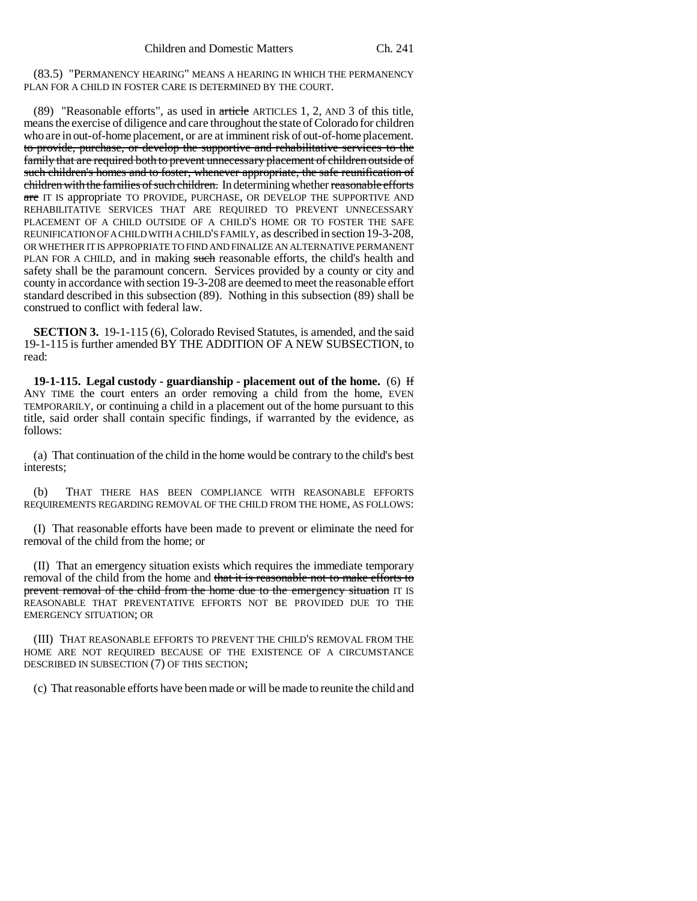(83.5) "PERMANENCY HEARING" MEANS A HEARING IN WHICH THE PERMANENCY PLAN FOR A CHILD IN FOSTER CARE IS DETERMINED BY THE COURT.

(89) "Reasonable efforts", as used in ~~article~~ ARTICLES 1, 2, AND 3 of this title, means the exercise of diligence and care throughout the state of Colorado for children who are in out-of-home placement, or are at imminent risk of out-of-home placement. ~~to provide, purchase, or develop the supportive and rehabilitative services to the family that are required both to prevent unnecessary placement of children outside of such children's homes and to foster, whenever appropriate, the safe reunification of children with the families of such children.~~ In determining whether ~~reasonable efforts are~~ IT IS appropriate TO PROVIDE, PURCHASE, OR DEVELOP THE SUPPORTIVE AND REHABILITATIVE SERVICES THAT ARE REQUIRED TO PREVENT UNNECESSARY PLACEMENT OF A CHILD OUTSIDE OF A CHILD'S HOME OR TO FOSTER THE SAFE REUNIFICATION OF A CHILD WITH A CHILD'S FAMILY, as described in section 19-3-208, OR WHETHER IT IS APPROPRIATE TO FIND AND FINALIZE AN ALTERNATIVE PERMANENT PLAN FOR A CHILD, and in making ~~such~~ reasonable efforts, the child's health and safety shall be the paramount concern. Services provided by a county or city and county in accordance with section 19-3-208 are deemed to meet the reasonable effort standard described in this subsection (89). Nothing in this subsection (89) shall be construed to conflict with federal law.

**SECTION 3.** 19-1-115 (6), Colorado Revised Statutes, is amended, and the said 19-1-115 is further amended BY THE ADDITION OF A NEW SUBSECTION, to read:

**19-1-115. Legal custody - guardianship - placement out of the home.** (6) ~~If~~ ANY TIME the court enters an order removing a child from the home, EVEN TEMPORARILY, or continuing a child in a placement out of the home pursuant to this title, said order shall contain specific findings, if warranted by the evidence, as follows:

(a) That continuation of the child in the home would be contrary to the child's best interests;

(b) THAT THERE HAS BEEN COMPLIANCE WITH REASONABLE EFFORTS REQUIREMENTS REGARDING REMOVAL OF THE CHILD FROM THE HOME, AS FOLLOWS:

(I) That reasonable efforts have been made to prevent or eliminate the need for removal of the child from the home; or

(II) That an emergency situation exists which requires the immediate temporary removal of the child from the home and ~~that it is reasonable not to make efforts to prevent removal of the child from the home due to the emergency situation~~ IT IS REASONABLE THAT PREVENTATIVE EFFORTS NOT BE PROVIDED DUE TO THE EMERGENCY SITUATION; OR

(III) THAT REASONABLE EFFORTS TO PREVENT THE CHILD'S REMOVAL FROM THE HOME ARE NOT REQUIRED BECAUSE OF THE EXISTENCE OF A CIRCUMSTANCE DESCRIBED IN SUBSECTION (7) OF THIS SECTION;

(c) That reasonable efforts have been made or will be made to reunite the child and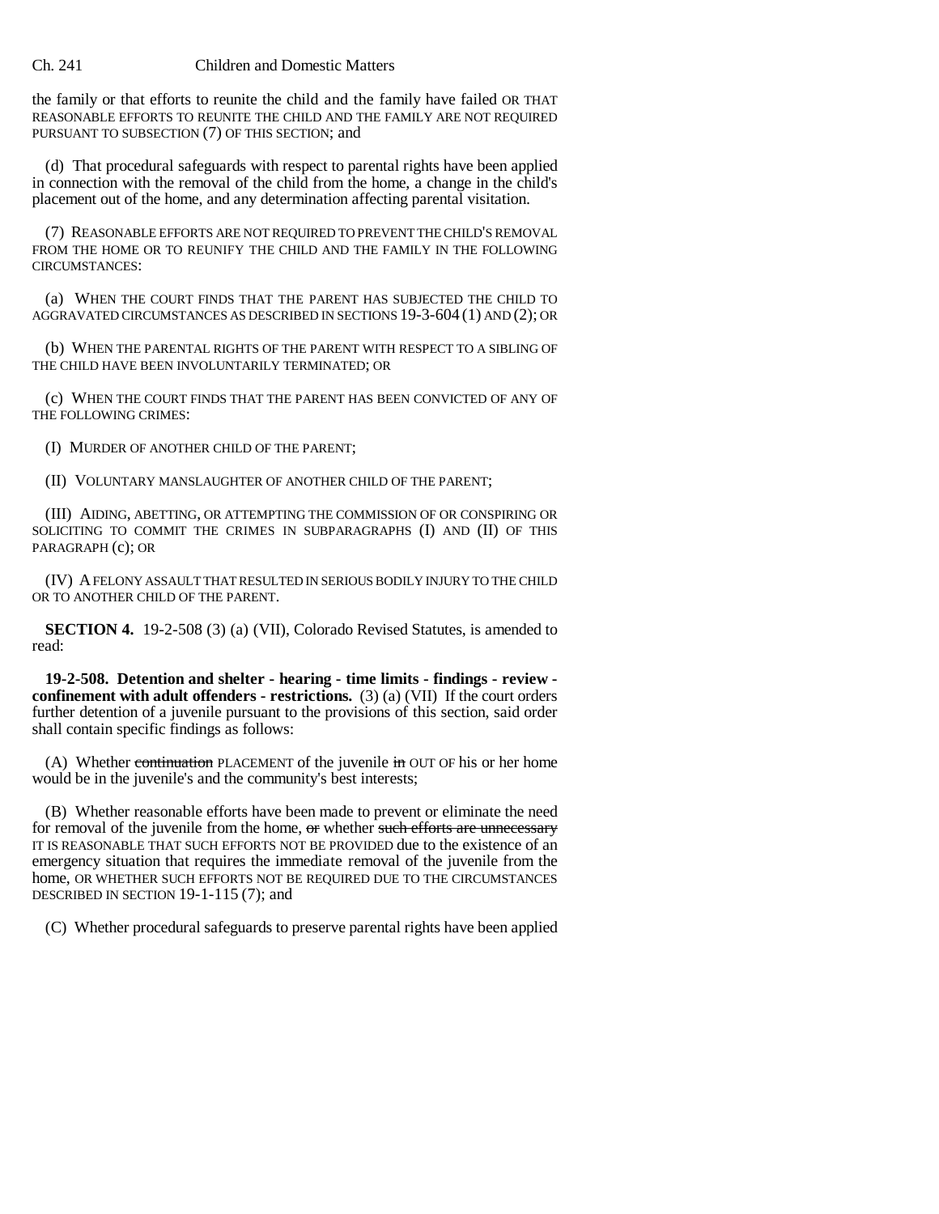the family or that efforts to reunite the child and the family have failed OR THAT REASONABLE EFFORTS TO REUNITE THE CHILD AND THE FAMILY ARE NOT REQUIRED PURSUANT TO SUBSECTION (7) OF THIS SECTION; and

(d) That procedural safeguards with respect to parental rights have been applied in connection with the removal of the child from the home, a change in the child's placement out of the home, and any determination affecting parental visitation.

(7) REASONABLE EFFORTS ARE NOT REQUIRED TO PREVENT THE CHILD'S REMOVAL FROM THE HOME OR TO REUNIFY THE CHILD AND THE FAMILY IN THE FOLLOWING CIRCUMSTANCES:

(a) WHEN THE COURT FINDS THAT THE PARENT HAS SUBJECTED THE CHILD TO AGGRAVATED CIRCUMSTANCES AS DESCRIBED IN SECTIONS 19-3-604 (1) AND (2); OR

(b) WHEN THE PARENTAL RIGHTS OF THE PARENT WITH RESPECT TO A SIBLING OF THE CHILD HAVE BEEN INVOLUNTARILY TERMINATED; OR

(c) WHEN THE COURT FINDS THAT THE PARENT HAS BEEN CONVICTED OF ANY OF THE FOLLOWING CRIMES:

(I) MURDER OF ANOTHER CHILD OF THE PARENT;

(II) VOLUNTARY MANSLAUGHTER OF ANOTHER CHILD OF THE PARENT;

(III) AIDING, ABETTING, OR ATTEMPTING THE COMMISSION OF OR CONSPIRING OR SOLICITING TO COMMIT THE CRIMES IN SUBPARAGRAPHS (I) AND (II) OF THIS PARAGRAPH (c); OR

(IV) A FELONY ASSAULT THAT RESULTED IN SERIOUS BODILY INJURY TO THE CHILD OR TO ANOTHER CHILD OF THE PARENT.

**SECTION 4.** 19-2-508 (3) (a) (VII), Colorado Revised Statutes, is amended to read:

**19-2-508. Detention and shelter - hearing - time limits - findings - review - confinement with adult offenders - restrictions.** (3) (a) (VII) If the court orders further detention of a juvenile pursuant to the provisions of this section, said order shall contain specific findings as follows:

(A) Whether ~~continuation~~ PLACEMENT of the juvenile ~~in~~ OUT OF his or her home would be in the juvenile's and the community's best interests;

(B) Whether reasonable efforts have been made to prevent or eliminate the need for removal of the juvenile from the home, ~~or~~ whether ~~such efforts are unnecessary~~ IT IS REASONABLE THAT SUCH EFFORTS NOT BE PROVIDED due to the existence of an emergency situation that requires the immediate removal of the juvenile from the home, OR WHETHER SUCH EFFORTS NOT BE REQUIRED DUE TO THE CIRCUMSTANCES DESCRIBED IN SECTION 19-1-115 (7); and

(C) Whether procedural safeguards to preserve parental rights have been applied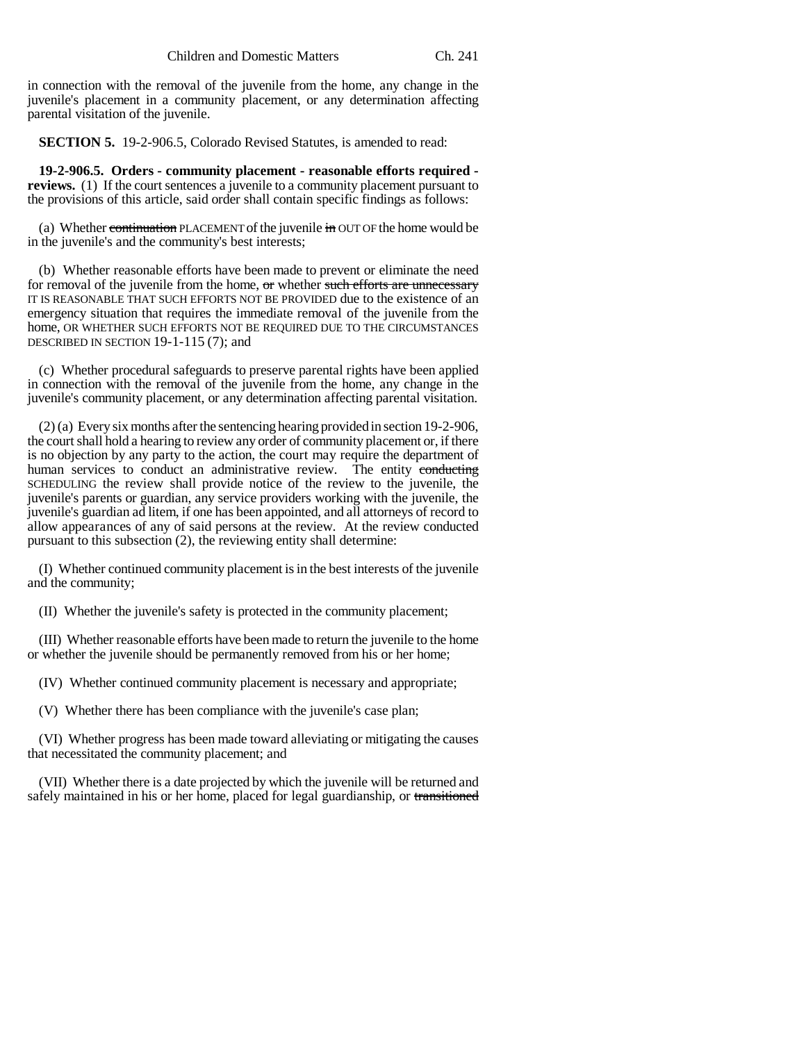in connection with the removal of the juvenile from the home, any change in the juvenile's placement in a community placement, or any determination affecting parental visitation of the juvenile.

**SECTION 5.** 19-2-906.5, Colorado Revised Statutes, is amended to read:

**19-2-906.5. Orders - community placement - reasonable efforts required - reviews.** (1) If the court sentences a juvenile to a community placement pursuant to the provisions of this article, said order shall contain specific findings as follows:

(a) Whether ~~continuation~~ PLACEMENT of the juvenile ~~in~~ OUT OF the home would be in the juvenile's and the community's best interests;

(b) Whether reasonable efforts have been made to prevent or eliminate the need for removal of the juvenile from the home, ~~or~~ whether ~~such efforts are unnecessary~~ IT IS REASONABLE THAT SUCH EFFORTS NOT BE PROVIDED due to the existence of an emergency situation that requires the immediate removal of the juvenile from the home, OR WHETHER SUCH EFFORTS NOT BE REQUIRED DUE TO THE CIRCUMSTANCES DESCRIBED IN SECTION 19-1-115 (7); and

(c) Whether procedural safeguards to preserve parental rights have been applied in connection with the removal of the juvenile from the home, any change in the juvenile's community placement, or any determination affecting parental visitation.

(2) (a) Every six months after the sentencing hearing provided in section 19-2-906, the court shall hold a hearing to review any order of community placement or, if there is no objection by any party to the action, the court may require the department of human services to conduct an administrative review. The entity ~~conducting~~ SCHEDULING the review shall provide notice of the review to the juvenile, the juvenile's parents or guardian, any service providers working with the juvenile, the juvenile's guardian ad litem, if one has been appointed, and all attorneys of record to allow appearances of any of said persons at the review. At the review conducted pursuant to this subsection (2), the reviewing entity shall determine:

(I) Whether continued community placement is in the best interests of the juvenile and the community;

(II) Whether the juvenile's safety is protected in the community placement;

(III) Whether reasonable efforts have been made to return the juvenile to the home or whether the juvenile should be permanently removed from his or her home;

(IV) Whether continued community placement is necessary and appropriate;

(V) Whether there has been compliance with the juvenile's case plan;

(VI) Whether progress has been made toward alleviating or mitigating the causes that necessitated the community placement; and

(VII) Whether there is a date projected by which the juvenile will be returned and safely maintained in his or her home, placed for legal guardianship, or ~~transitioned~~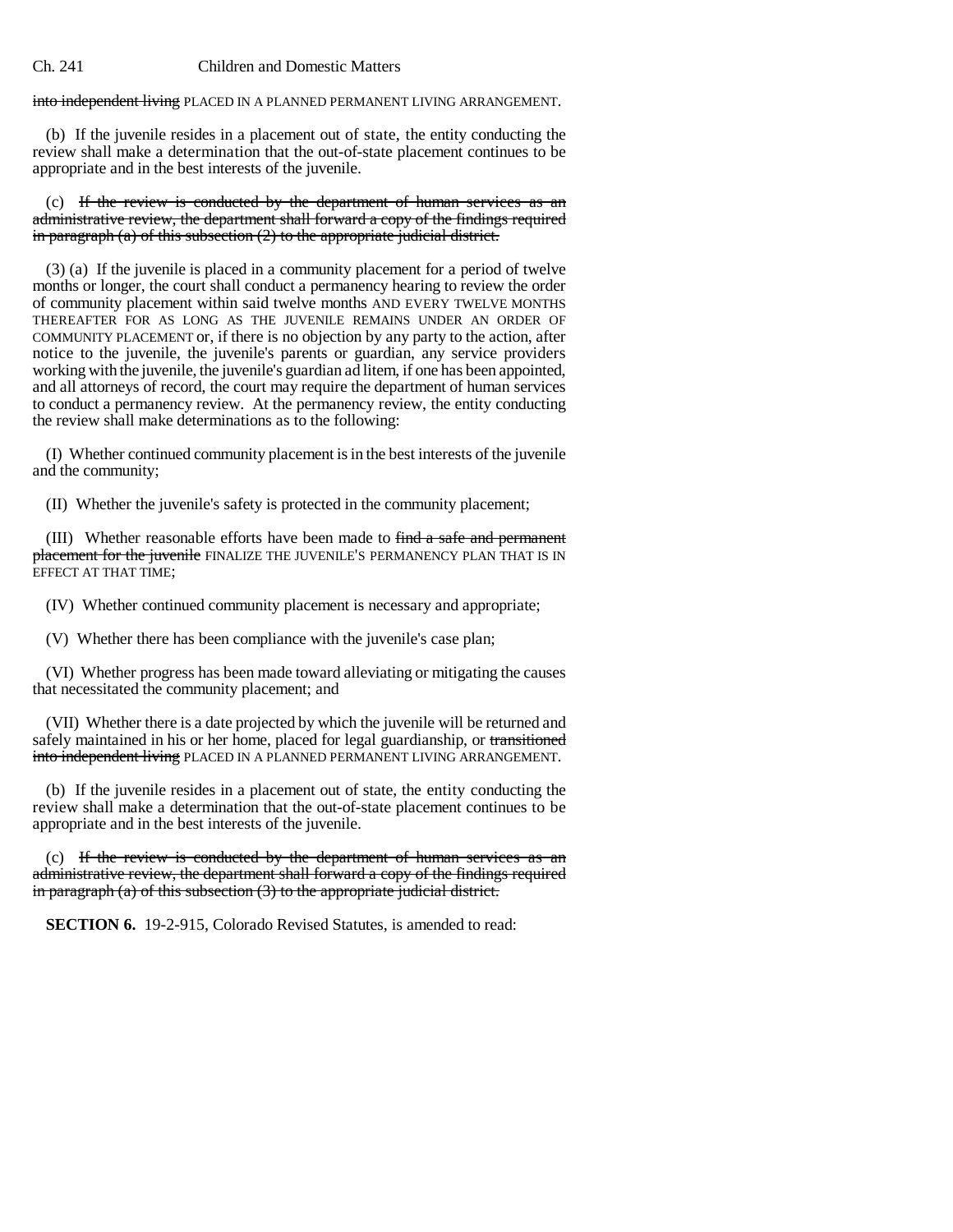~~into independent living~~ PLACED IN A PLANNED PERMANENT LIVING ARRANGEMENT.

(b) If the juvenile resides in a placement out of state, the entity conducting the review shall make a determination that the out-of-state placement continues to be appropriate and in the best interests of the juvenile.

(c) ~~If the review is conducted by the department of human services as an administrative review, the department shall forward a copy of the findings required in paragraph (a) of this subsection (2) to the appropriate judicial district.~~

(3) (a) If the juvenile is placed in a community placement for a period of twelve months or longer, the court shall conduct a permanency hearing to review the order of community placement within said twelve months AND EVERY TWELVE MONTHS THEREAFTER FOR AS LONG AS THE JUVENILE REMAINS UNDER AN ORDER OF COMMUNITY PLACEMENT or, if there is no objection by any party to the action, after notice to the juvenile, the juvenile's parents or guardian, any service providers working with the juvenile, the juvenile's guardian ad litem, if one has been appointed, and all attorneys of record, the court may require the department of human services to conduct a permanency review. At the permanency review, the entity conducting the review shall make determinations as to the following:

(I) Whether continued community placement is in the best interests of the juvenile and the community;

(II) Whether the juvenile's safety is protected in the community placement;

(III) Whether reasonable efforts have been made to ~~find a safe and permanent placement for the juvenile~~ FINALIZE THE JUVENILE'S PERMANENCY PLAN THAT IS IN EFFECT AT THAT TIME;

(IV) Whether continued community placement is necessary and appropriate;

(V) Whether there has been compliance with the juvenile's case plan;

(VI) Whether progress has been made toward alleviating or mitigating the causes that necessitated the community placement; and

(VII) Whether there is a date projected by which the juvenile will be returned and safely maintained in his or her home, placed for legal guardianship, or ~~transitioned into independent living~~ PLACED IN A PLANNED PERMANENT LIVING ARRANGEMENT.

(b) If the juvenile resides in a placement out of state, the entity conducting the review shall make a determination that the out-of-state placement continues to be appropriate and in the best interests of the juvenile.

(c) ~~If the review is conducted by the department of human services as an administrative review, the department shall forward a copy of the findings required in paragraph (a) of this subsection (3) to the appropriate judicial district.~~

**SECTION 6.** 19-2-915, Colorado Revised Statutes, is amended to read: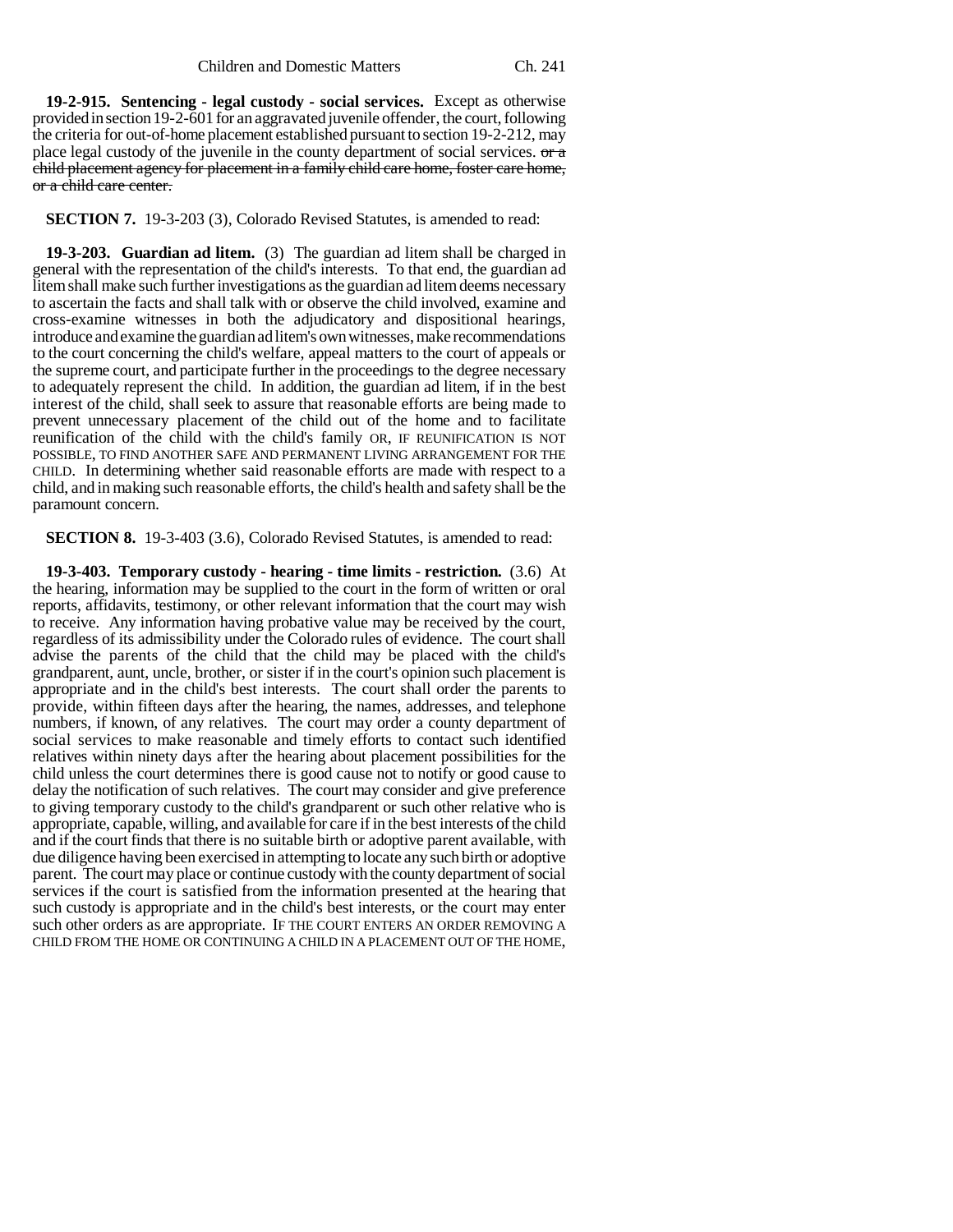**19-2-915. Sentencing - legal custody - social services.** Except as otherwise provided in section 19-2-601 for an aggravated juvenile offender, the court, following the criteria for out-of-home placement established pursuant to section 19-2-212, may place legal custody of the juvenile in the county department of social services. ~~or a child placement agency for placement in a family child care home, foster care home, or a child care center.~~

**SECTION 7.** 19-3-203 (3), Colorado Revised Statutes, is amended to read:

**19-3-203. Guardian ad litem.** (3) The guardian ad litem shall be charged in general with the representation of the child's interests. To that end, the guardian ad litem shall make such further investigations as the guardian ad litem deems necessary to ascertain the facts and shall talk with or observe the child involved, examine and cross-examine witnesses in both the adjudicatory and dispositional hearings, introduce and examine the guardian ad litem's own witnesses, make recommendations to the court concerning the child's welfare, appeal matters to the court of appeals or the supreme court, and participate further in the proceedings to the degree necessary to adequately represent the child. In addition, the guardian ad litem, if in the best interest of the child, shall seek to assure that reasonable efforts are being made to prevent unnecessary placement of the child out of the home and to facilitate reunification of the child with the child's family OR, IF REUNIFICATION IS NOT POSSIBLE, TO FIND ANOTHER SAFE AND PERMANENT LIVING ARRANGEMENT FOR THE CHILD. In determining whether said reasonable efforts are made with respect to a child, and in making such reasonable efforts, the child's health and safety shall be the paramount concern.

**SECTION 8.** 19-3-403 (3.6), Colorado Revised Statutes, is amended to read:

**19-3-403. Temporary custody - hearing - time limits - restriction.** (3.6) At the hearing, information may be supplied to the court in the form of written or oral reports, affidavits, testimony, or other relevant information that the court may wish to receive. Any information having probative value may be received by the court, regardless of its admissibility under the Colorado rules of evidence. The court shall advise the parents of the child that the child may be placed with the child's grandparent, aunt, uncle, brother, or sister if in the court's opinion such placement is appropriate and in the child's best interests. The court shall order the parents to provide, within fifteen days after the hearing, the names, addresses, and telephone numbers, if known, of any relatives. The court may order a county department of social services to make reasonable and timely efforts to contact such identified relatives within ninety days after the hearing about placement possibilities for the child unless the court determines there is good cause not to notify or good cause to delay the notification of such relatives. The court may consider and give preference to giving temporary custody to the child's grandparent or such other relative who is appropriate, capable, willing, and available for care if in the best interests of the child and if the court finds that there is no suitable birth or adoptive parent available, with due diligence having been exercised in attempting to locate any such birth or adoptive parent. The court may place or continue custody with the county department of social services if the court is satisfied from the information presented at the hearing that such custody is appropriate and in the child's best interests, or the court may enter such other orders as are appropriate. IF THE COURT ENTERS AN ORDER REMOVING A CHILD FROM THE HOME OR CONTINUING A CHILD IN A PLACEMENT OUT OF THE HOME,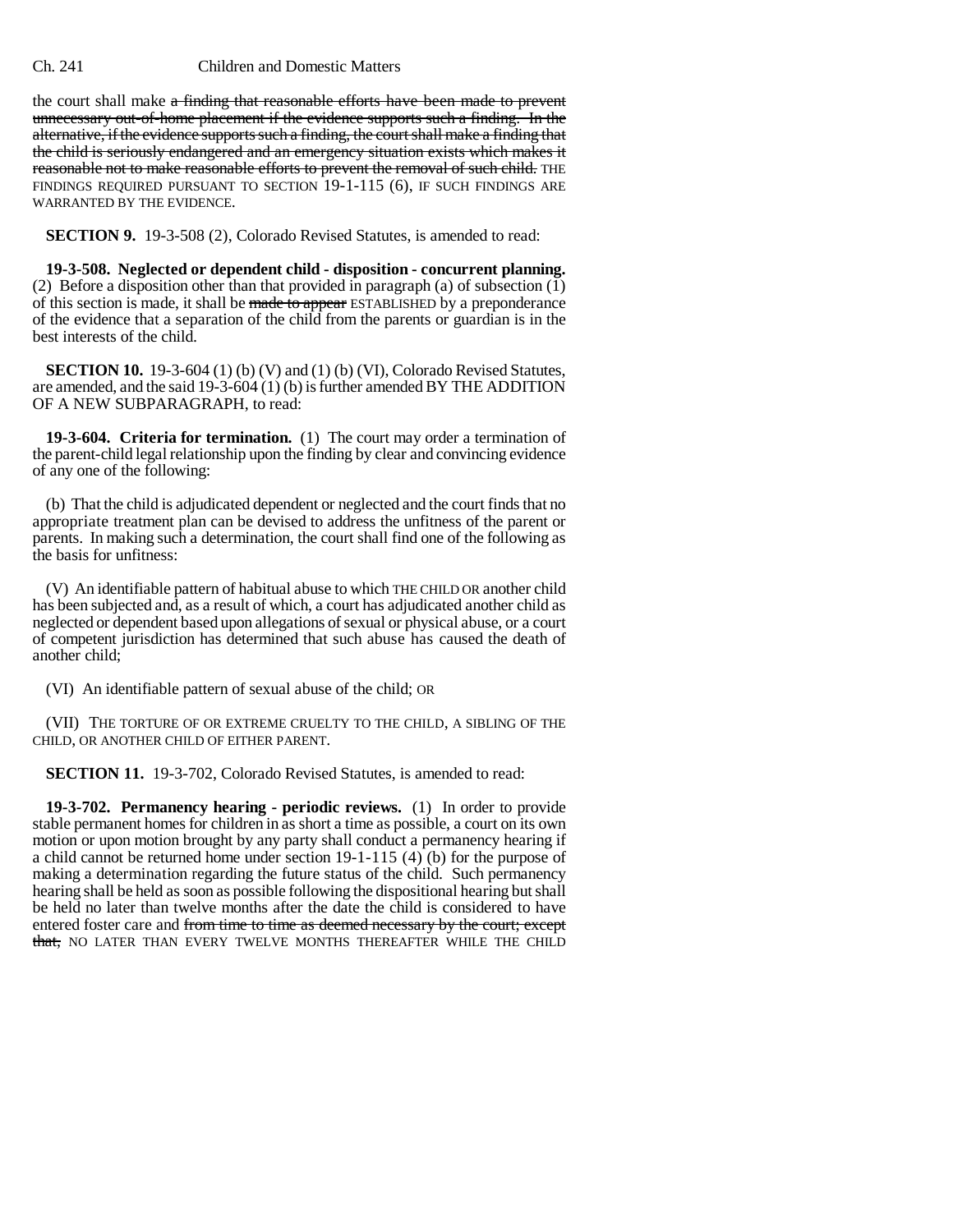the court shall make ~~a finding that reasonable efforts have been made to prevent unnecessary out-of-home placement if the evidence supports such a finding. In the alternative, if the evidence supports such a finding, the court shall make a finding that the child is seriously endangered and an emergency situation exists which makes it reasonable not to make reasonable efforts to prevent the removal of such child.~~ THE FINDINGS REQUIRED PURSUANT TO SECTION 19-1-115 (6), IF SUCH FINDINGS ARE WARRANTED BY THE EVIDENCE.

**SECTION 9.** 19-3-508 (2), Colorado Revised Statutes, is amended to read:

**19-3-508. Neglected or dependent child - disposition - concurrent planning.** (2) Before a disposition other than that provided in paragraph (a) of subsection (1) of this section is made, it shall be ~~made to appear~~ ESTABLISHED by a preponderance of the evidence that a separation of the child from the parents or guardian is in the best interests of the child.

**SECTION 10.** 19-3-604 (1) (b) (V) and (1) (b) (VI), Colorado Revised Statutes, are amended, and the said 19-3-604 (1) (b) is further amended BY THE ADDITION OF A NEW SUBPARAGRAPH, to read:

**19-3-604. Criteria for termination.** (1) The court may order a termination of the parent-child legal relationship upon the finding by clear and convincing evidence of any one of the following:

(b) That the child is adjudicated dependent or neglected and the court finds that no appropriate treatment plan can be devised to address the unfitness of the parent or parents. In making such a determination, the court shall find one of the following as the basis for unfitness:

(V) An identifiable pattern of habitual abuse to which THE CHILD OR another child has been subjected and, as a result of which, a court has adjudicated another child as neglected or dependent based upon allegations of sexual or physical abuse, or a court of competent jurisdiction has determined that such abuse has caused the death of another child;

(VI) An identifiable pattern of sexual abuse of the child; OR

(VII) THE TORTURE OF OR EXTREME CRUELTY TO THE CHILD, A SIBLING OF THE CHILD, OR ANOTHER CHILD OF EITHER PARENT.

**SECTION 11.** 19-3-702, Colorado Revised Statutes, is amended to read:

**19-3-702. Permanency hearing - periodic reviews.** (1) In order to provide stable permanent homes for children in as short a time as possible, a court on its own motion or upon motion brought by any party shall conduct a permanency hearing if a child cannot be returned home under section 19-1-115 (4) (b) for the purpose of making a determination regarding the future status of the child. Such permanency hearing shall be held as soon as possible following the dispositional hearing but shall be held no later than twelve months after the date the child is considered to have entered foster care and ~~from time to time as deemed necessary by the court; except that,~~ NO LATER THAN EVERY TWELVE MONTHS THEREAFTER WHILE THE CHILD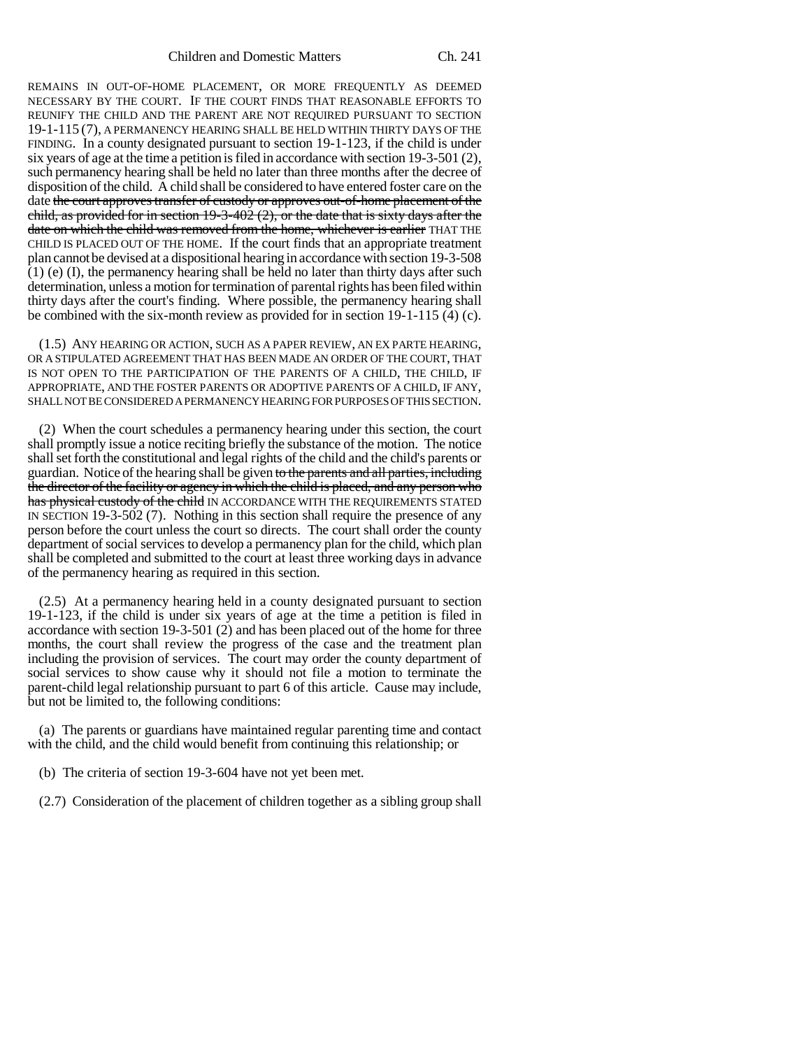REMAINS IN OUT-OF-HOME PLACEMENT, OR MORE FREQUENTLY AS DEEMED NECESSARY BY THE COURT. IF THE COURT FINDS THAT REASONABLE EFFORTS TO REUNIFY THE CHILD AND THE PARENT ARE NOT REQUIRED PURSUANT TO SECTION 19-1-115 (7), A PERMANENCY HEARING SHALL BE HELD WITHIN THIRTY DAYS OF THE FINDING. In a county designated pursuant to section 19-1-123, if the child is under six years of age at the time a petition is filed in accordance with section 19-3-501 (2), such permanency hearing shall be held no later than three months after the decree of disposition of the child. A child shall be considered to have entered foster care on the date ~~the court approves transfer of custody or approves out-of-home placement of the child, as provided for in section 19-3-402 (2), or the date that is sixty days after the date on which the child was removed from the home, whichever is earlier~~ THAT THE CHILD IS PLACED OUT OF THE HOME. If the court finds that an appropriate treatment plan cannot be devised at a dispositional hearing in accordance with section 19-3-508 (1) (e) (I), the permanency hearing shall be held no later than thirty days after such determination, unless a motion for termination of parental rights has been filed within thirty days after the court's finding. Where possible, the permanency hearing shall be combined with the six-month review as provided for in section 19-1-115 (4) (c).

(1.5) ANY HEARING OR ACTION, SUCH AS A PAPER REVIEW, AN EX PARTE HEARING, OR A STIPULATED AGREEMENT THAT HAS BEEN MADE AN ORDER OF THE COURT, THAT IS NOT OPEN TO THE PARTICIPATION OF THE PARENTS OF A CHILD, THE CHILD, IF APPROPRIATE, AND THE FOSTER PARENTS OR ADOPTIVE PARENTS OF A CHILD, IF ANY, SHALL NOT BE CONSIDERED A PERMANENCY HEARING FOR PURPOSES OF THIS SECTION.

(2) When the court schedules a permanency hearing under this section, the court shall promptly issue a notice reciting briefly the substance of the motion. The notice shall set forth the constitutional and legal rights of the child and the child's parents or guardian. Notice of the hearing shall be given ~~to the parents and all parties, including the director of the facility or agency in which the child is placed, and any person who has physical custody of the child~~ IN ACCORDANCE WITH THE REQUIREMENTS STATED IN SECTION 19-3-502 (7). Nothing in this section shall require the presence of any person before the court unless the court so directs. The court shall order the county department of social services to develop a permanency plan for the child, which plan shall be completed and submitted to the court at least three working days in advance of the permanency hearing as required in this section.

(2.5) At a permanency hearing held in a county designated pursuant to section 19-1-123, if the child is under six years of age at the time a petition is filed in accordance with section 19-3-501 (2) and has been placed out of the home for three months, the court shall review the progress of the case and the treatment plan including the provision of services. The court may order the county department of social services to show cause why it should not file a motion to terminate the parent-child legal relationship pursuant to part 6 of this article. Cause may include, but not be limited to, the following conditions:

(a) The parents or guardians have maintained regular parenting time and contact with the child, and the child would benefit from continuing this relationship; or

(b) The criteria of section 19-3-604 have not yet been met.

(2.7) Consideration of the placement of children together as a sibling group shall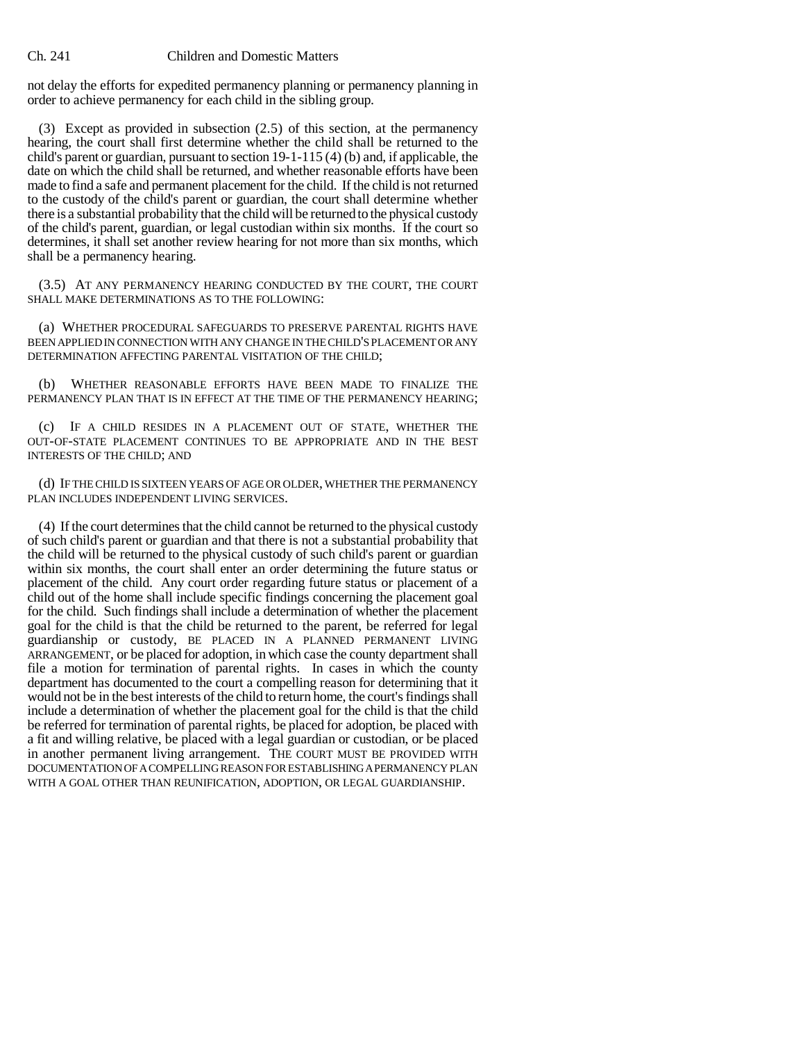not delay the efforts for expedited permanency planning or permanency planning in order to achieve permanency for each child in the sibling group.

(3) Except as provided in subsection (2.5) of this section, at the permanency hearing, the court shall first determine whether the child shall be returned to the child's parent or guardian, pursuant to section 19-1-115 (4) (b) and, if applicable, the date on which the child shall be returned, and whether reasonable efforts have been made to find a safe and permanent placement for the child. If the child is not returned to the custody of the child's parent or guardian, the court shall determine whether there is a substantial probability that the child will be returned to the physical custody of the child's parent, guardian, or legal custodian within six months. If the court so determines, it shall set another review hearing for not more than six months, which shall be a permanency hearing.

(3.5) AT ANY PERMANENCY HEARING CONDUCTED BY THE COURT, THE COURT SHALL MAKE DETERMINATIONS AS TO THE FOLLOWING:

(a) WHETHER PROCEDURAL SAFEGUARDS TO PRESERVE PARENTAL RIGHTS HAVE BEEN APPLIED IN CONNECTION WITH ANY CHANGE IN THE CHILD'S PLACEMENT OR ANY DETERMINATION AFFECTING PARENTAL VISITATION OF THE CHILD;

(b) WHETHER REASONABLE EFFORTS HAVE BEEN MADE TO FINALIZE THE PERMANENCY PLAN THAT IS IN EFFECT AT THE TIME OF THE PERMANENCY HEARING;

(c) IF A CHILD RESIDES IN A PLACEMENT OUT OF STATE, WHETHER THE OUT-OF-STATE PLACEMENT CONTINUES TO BE APPROPRIATE AND IN THE BEST INTERESTS OF THE CHILD; AND

(d) IF THE CHILD IS SIXTEEN YEARS OF AGE OR OLDER, WHETHER THE PERMANENCY PLAN INCLUDES INDEPENDENT LIVING SERVICES.

(4) If the court determines that the child cannot be returned to the physical custody of such child's parent or guardian and that there is not a substantial probability that the child will be returned to the physical custody of such child's parent or guardian within six months, the court shall enter an order determining the future status or placement of the child. Any court order regarding future status or placement of a child out of the home shall include specific findings concerning the placement goal for the child. Such findings shall include a determination of whether the placement goal for the child is that the child be returned to the parent, be referred for legal guardianship or custody, BE PLACED IN A PLANNED PERMANENT LIVING ARRANGEMENT, or be placed for adoption, in which case the county department shall file a motion for termination of parental rights. In cases in which the county department has documented to the court a compelling reason for determining that it would not be in the best interests of the child to return home, the court's findings shall include a determination of whether the placement goal for the child is that the child be referred for termination of parental rights, be placed for adoption, be placed with a fit and willing relative, be placed with a legal guardian or custodian, or be placed in another permanent living arrangement. THE COURT MUST BE PROVIDED WITH DOCUMENTATION OF A COMPELLING REASON FOR ESTABLISHING A PERMANENCY PLAN WITH A GOAL OTHER THAN REUNIFICATION, ADOPTION, OR LEGAL GUARDIANSHIP.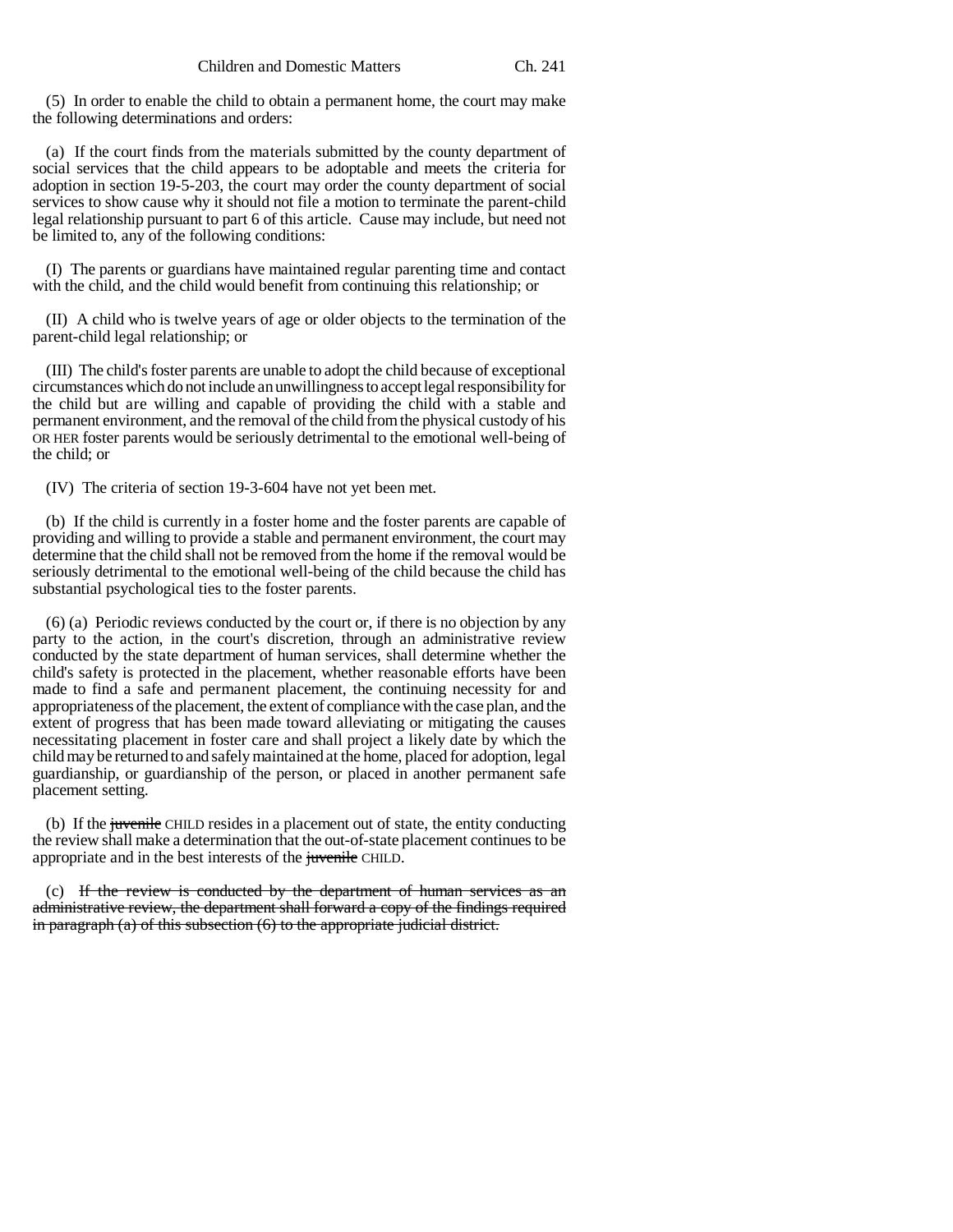(5) In order to enable the child to obtain a permanent home, the court may make the following determinations and orders:

(a) If the court finds from the materials submitted by the county department of social services that the child appears to be adoptable and meets the criteria for adoption in section 19-5-203, the court may order the county department of social services to show cause why it should not file a motion to terminate the parent-child legal relationship pursuant to part 6 of this article. Cause may include, but need not be limited to, any of the following conditions:

(I) The parents or guardians have maintained regular parenting time and contact with the child, and the child would benefit from continuing this relationship; or

(II) A child who is twelve years of age or older objects to the termination of the parent-child legal relationship; or

(III) The child's foster parents are unable to adopt the child because of exceptional circumstances which do not include an unwillingness to accept legal responsibility for the child but are willing and capable of providing the child with a stable and permanent environment, and the removal of the child from the physical custody of his OR HER foster parents would be seriously detrimental to the emotional well-being of the child; or

(IV) The criteria of section 19-3-604 have not yet been met.

(b) If the child is currently in a foster home and the foster parents are capable of providing and willing to provide a stable and permanent environment, the court may determine that the child shall not be removed from the home if the removal would be seriously detrimental to the emotional well-being of the child because the child has substantial psychological ties to the foster parents.

(6) (a) Periodic reviews conducted by the court or, if there is no objection by any party to the action, in the court's discretion, through an administrative review conducted by the state department of human services, shall determine whether the child's safety is protected in the placement, whether reasonable efforts have been made to find a safe and permanent placement, the continuing necessity for and appropriateness of the placement, the extent of compliance with the case plan, and the extent of progress that has been made toward alleviating or mitigating the causes necessitating placement in foster care and shall project a likely date by which the child may be returned to and safely maintained at the home, placed for adoption, legal guardianship, or guardianship of the person, or placed in another permanent safe placement setting.

(b) If the ~~juvenile~~ CHILD resides in a placement out of state, the entity conducting the review shall make a determination that the out-of-state placement continues to be appropriate and in the best interests of the ~~juvenile~~ CHILD.

(c) ~~If the review is conducted by the department of human services as an administrative review, the department shall forward a copy of the findings required in paragraph (a) of this subsection (6) to the appropriate judicial district.~~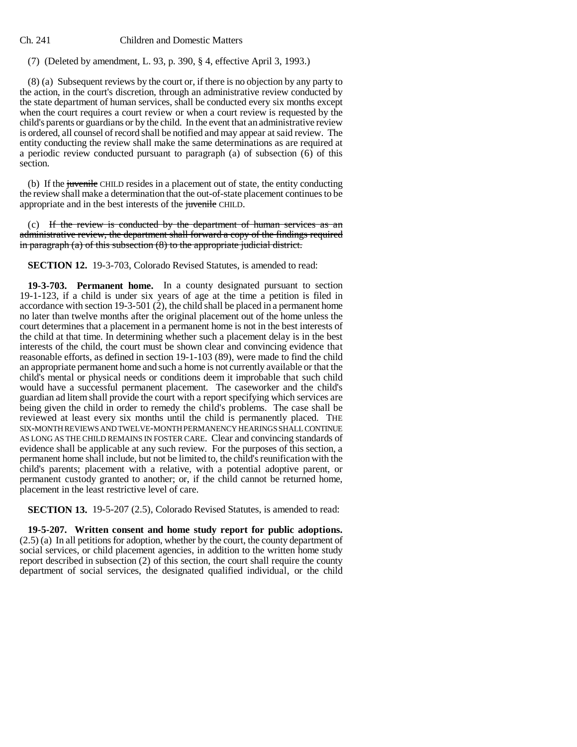(7) (Deleted by amendment, L. 93, p. 390, § 4, effective April 3, 1993.)

(8) (a) Subsequent reviews by the court or, if there is no objection by any party to the action, in the court's discretion, through an administrative review conducted by the state department of human services, shall be conducted every six months except when the court requires a court review or when a court review is requested by the child's parents or guardians or by the child. In the event that an administrative review is ordered, all counsel of record shall be notified and may appear at said review. The entity conducting the review shall make the same determinations as are required at a periodic review conducted pursuant to paragraph (a) of subsection (6) of this section.

(b) If the ~~juvenile~~ CHILD resides in a placement out of state, the entity conducting the review shall make a determination that the out-of-state placement continues to be appropriate and in the best interests of the ~~juvenile~~ CHILD.

(c) ~~If the review is conducted by the department of human services as an administrative review, the department shall forward a copy of the findings required in paragraph (a) of this subsection (8) to the appropriate judicial district.~~

**SECTION 12.** 19-3-703, Colorado Revised Statutes, is amended to read:

**19-3-703. Permanent home.** In a county designated pursuant to section 19-1-123, if a child is under six years of age at the time a petition is filed in accordance with section 19-3-501 (2), the child shall be placed in a permanent home no later than twelve months after the original placement out of the home unless the court determines that a placement in a permanent home is not in the best interests of the child at that time. In determining whether such a placement delay is in the best interests of the child, the court must be shown clear and convincing evidence that reasonable efforts, as defined in section 19-1-103 (89), were made to find the child an appropriate permanent home and such a home is not currently available or that the child's mental or physical needs or conditions deem it improbable that such child would have a successful permanent placement. The caseworker and the child's guardian ad litem shall provide the court with a report specifying which services are being given the child in order to remedy the child's problems. The case shall be reviewed at least every six months until the child is permanently placed. THE SIX-MONTH REVIEWS AND TWELVE-MONTH PERMANENCY HEARINGS SHALL CONTINUE AS LONG AS THE CHILD REMAINS IN FOSTER CARE. Clear and convincing standards of evidence shall be applicable at any such review. For the purposes of this section, a permanent home shall include, but not be limited to, the child's reunification with the child's parents; placement with a relative, with a potential adoptive parent, or permanent custody granted to another; or, if the child cannot be returned home, placement in the least restrictive level of care.

**SECTION 13.** 19-5-207 (2.5), Colorado Revised Statutes, is amended to read:

**19-5-207. Written consent and home study report for public adoptions.** (2.5) (a) In all petitions for adoption, whether by the court, the county department of social services, or child placement agencies, in addition to the written home study report described in subsection (2) of this section, the court shall require the county department of social services, the designated qualified individual, or the child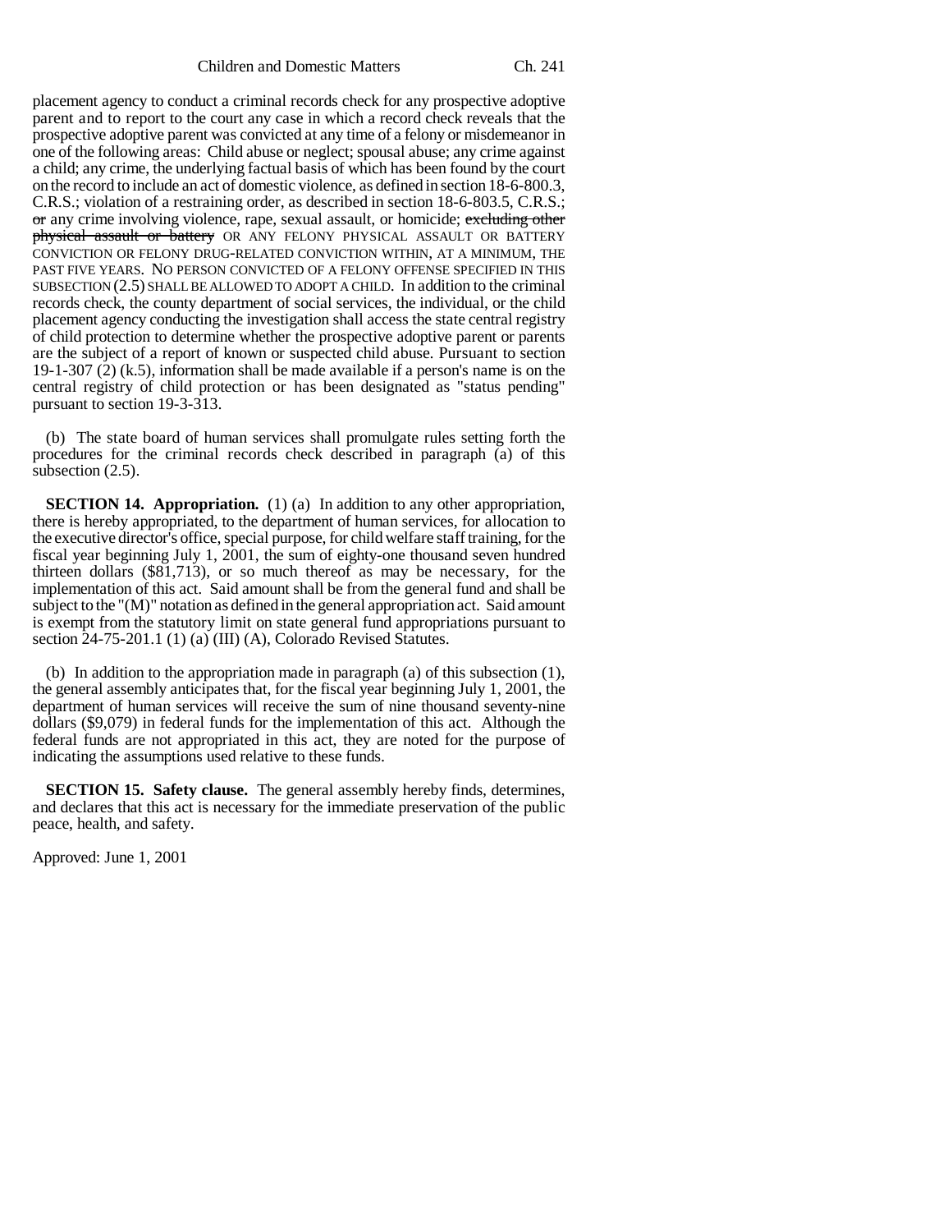placement agency to conduct a criminal records check for any prospective adoptive parent and to report to the court any case in which a record check reveals that the prospective adoptive parent was convicted at any time of a felony or misdemeanor in one of the following areas: Child abuse or neglect; spousal abuse; any crime against a child; any crime, the underlying factual basis of which has been found by the court on the record to include an act of domestic violence, as defined in section 18-6-800.3, C.R.S.; violation of a restraining order, as described in section 18-6-803.5, C.R.S.; ~~or~~ any crime involving violence, rape, sexual assault, or homicide; ~~excluding other physical assault or battery~~ OR ANY FELONY PHYSICAL ASSAULT OR BATTERY CONVICTION OR FELONY DRUG-RELATED CONVICTION WITHIN, AT A MINIMUM, THE PAST FIVE YEARS. NO PERSON CONVICTED OF A FELONY OFFENSE SPECIFIED IN THIS SUBSECTION (2.5) SHALL BE ALLOWED TO ADOPT A CHILD. In addition to the criminal records check, the county department of social services, the individual, or the child placement agency conducting the investigation shall access the state central registry of child protection to determine whether the prospective adoptive parent or parents are the subject of a report of known or suspected child abuse. Pursuant to section 19-1-307 (2) (k.5), information shall be made available if a person's name is on the central registry of child protection or has been designated as "status pending" pursuant to section 19-3-313.

(b) The state board of human services shall promulgate rules setting forth the procedures for the criminal records check described in paragraph (a) of this subsection (2.5).

**SECTION 14. Appropriation.** (1) (a) In addition to any other appropriation, there is hereby appropriated, to the department of human services, for allocation to the executive director's office, special purpose, for child welfare staff training, for the fiscal year beginning July 1, 2001, the sum of eighty-one thousand seven hundred thirteen dollars ($81,713), or so much thereof as may be necessary, for the implementation of this act. Said amount shall be from the general fund and shall be subject to the "(M)" notation as defined in the general appropriation act. Said amount is exempt from the statutory limit on state general fund appropriations pursuant to section 24-75-201.1 (1) (a) (III) (A), Colorado Revised Statutes.

(b) In addition to the appropriation made in paragraph (a) of this subsection (1), the general assembly anticipates that, for the fiscal year beginning July 1, 2001, the department of human services will receive the sum of nine thousand seventy-nine dollars ($9,079) in federal funds for the implementation of this act. Although the federal funds are not appropriated in this act, they are noted for the purpose of indicating the assumptions used relative to these funds.

**SECTION 15. Safety clause.** The general assembly hereby finds, determines, and declares that this act is necessary for the immediate preservation of the public peace, health, and safety.

Approved: June 1, 2001